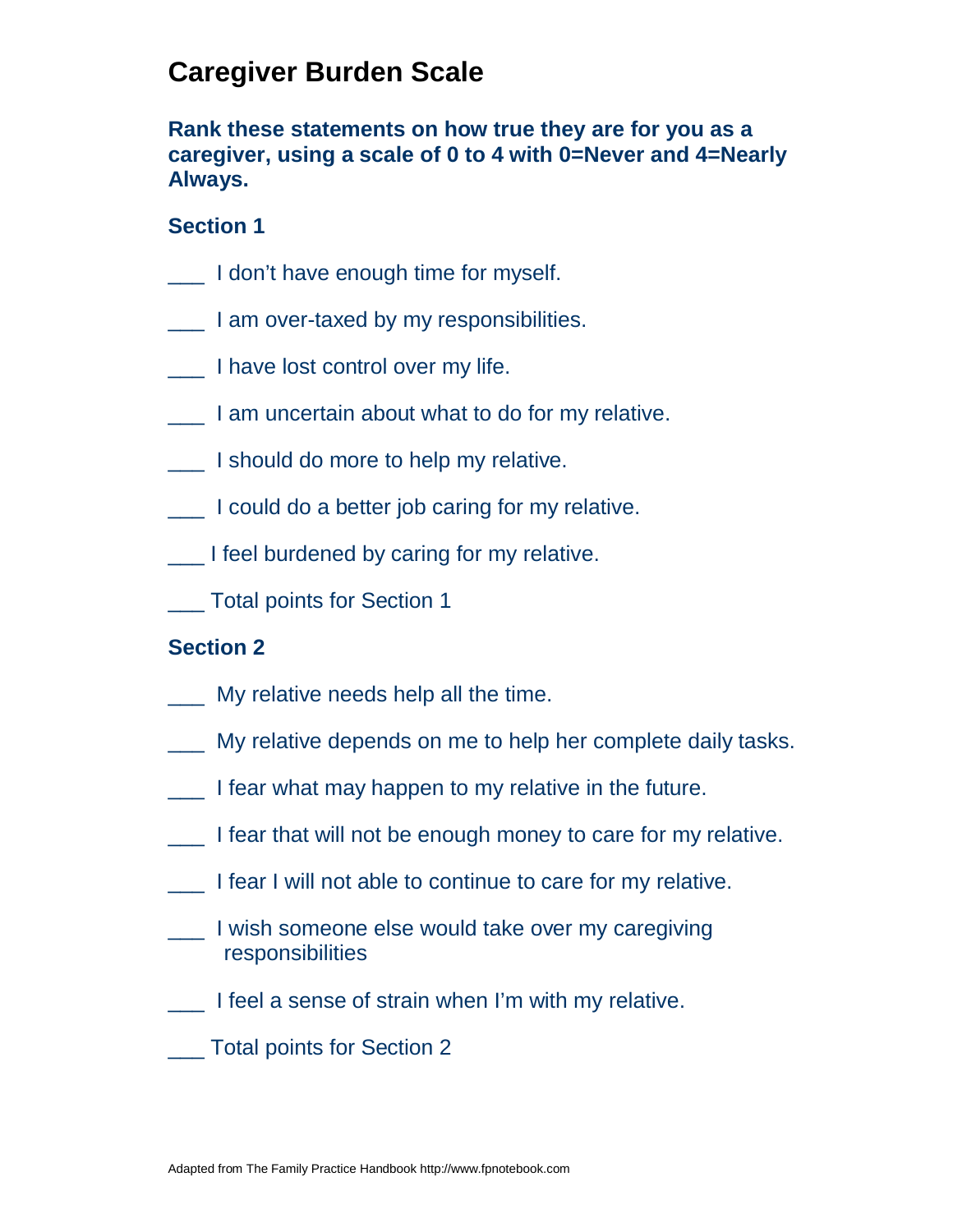# Caregiver Burden Scale

**Rank these statements on how true they are for you as a caregiver, using a scale of 0 to 4 with 0=Never and 4=Nearly Always.**

## Section 1

___ I don't have enough time for myself.

___ I am over-taxed by my responsibilities.

___ I have lost control over my life.

___ I am uncertain about what to do for my relative.

___ I should do more to help my relative.

___ I could do a better job caring for my relative.

___ I feel burdened by caring for my relative.

___ Total points for Section 1

## Section 2

___ My relative needs help all the time.

___ My relative depends on me to help her complete daily tasks.

___ I fear what may happen to my relative in the future.

___ I fear that will not be enough money to care for my relative.

___ I fear I will not able to continue to care for my relative.

___ I wish someone else would take over my caregiving responsibilities

___ I feel a sense of strain when I'm with my relative.

___ Total points for Section 2

Adapted from The Family Practice Handbook http://www.fpnotebook.com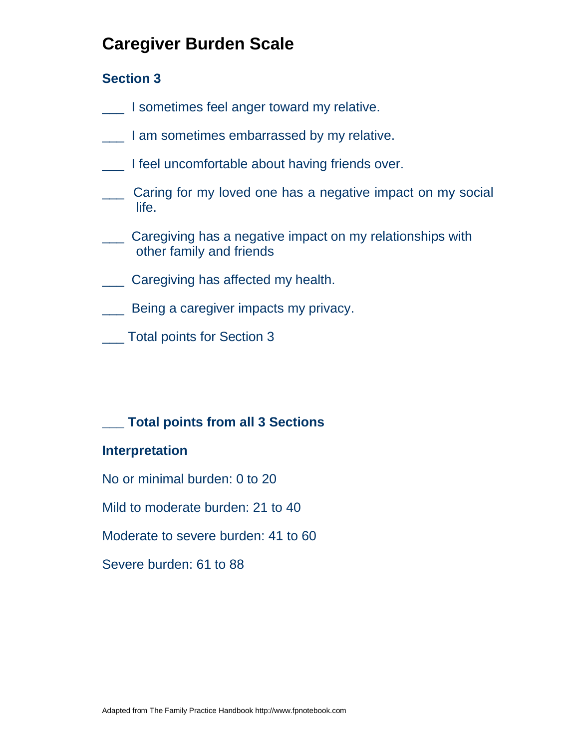# Caregiver Burden Scale

## Section 3

___ I sometimes feel anger toward my relative.

___ I am sometimes embarrassed by my relative.

___ I feel uncomfortable about having friends over.

___ Caring for my loved one has a negative impact on my social life.

___ Caregiving has a negative impact on my relationships with other family and friends

___ Caregiving has affected my health.

___ Being a caregiver impacts my privacy.

___ Total points for Section 3

**___ Total points from all 3 Sections**

**Interpretation**

No or minimal burden: 0 to 20

Mild to moderate burden: 21 to 40

Moderate to severe burden: 41 to 60

Severe burden: 61 to 88

Adapted from The Family Practice Handbook http://www.fpnotebook.com